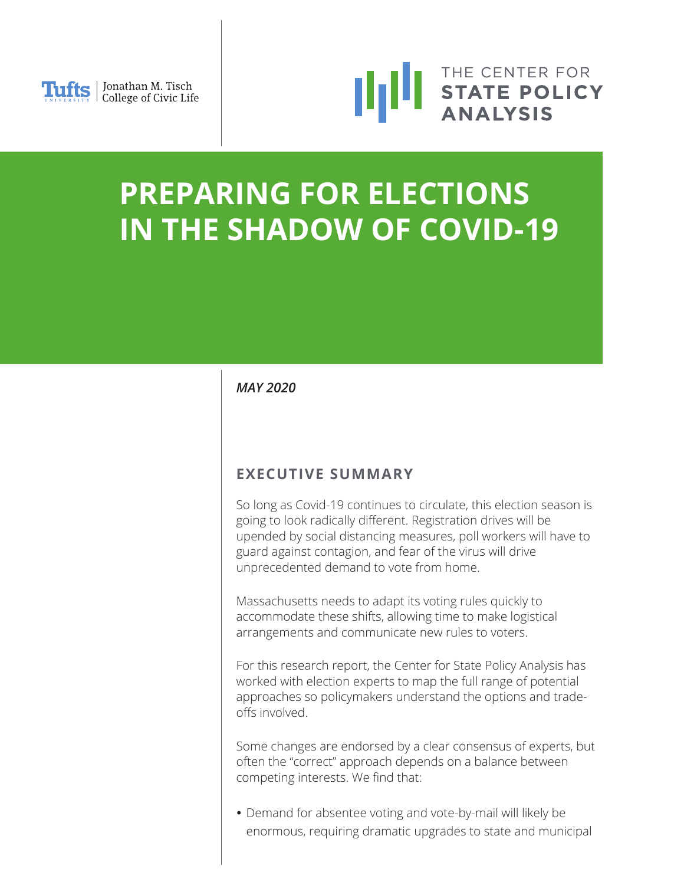Tufts University | Jonathan M. Tisch College of Civic Life

THE CENTER FOR STATE POLICY ANALYSIS

# PREPARING FOR ELECTIONS IN THE SHADOW OF COVID-19

*MAY 2020*

## EXECUTIVE SUMMARY

So long as Covid-19 continues to circulate, this election season is going to look radically different. Registration drives will be upended by social distancing measures, poll workers will have to guard against contagion, and fear of the virus will drive unprecedented demand to vote from home.

Massachusetts needs to adapt its voting rules quickly to accommodate these shifts, allowing time to make logistical arrangements and communicate new rules to voters.

For this research report, the Center for State Policy Analysis has worked with election experts to map the full range of potential approaches so policymakers understand the options and trade-offs involved.

Some changes are endorsed by a clear consensus of experts, but often the "correct" approach depends on a balance between competing interests. We find that:

- Demand for absentee voting and vote-by-mail will likely be enormous, requiring dramatic upgrades to state and municipal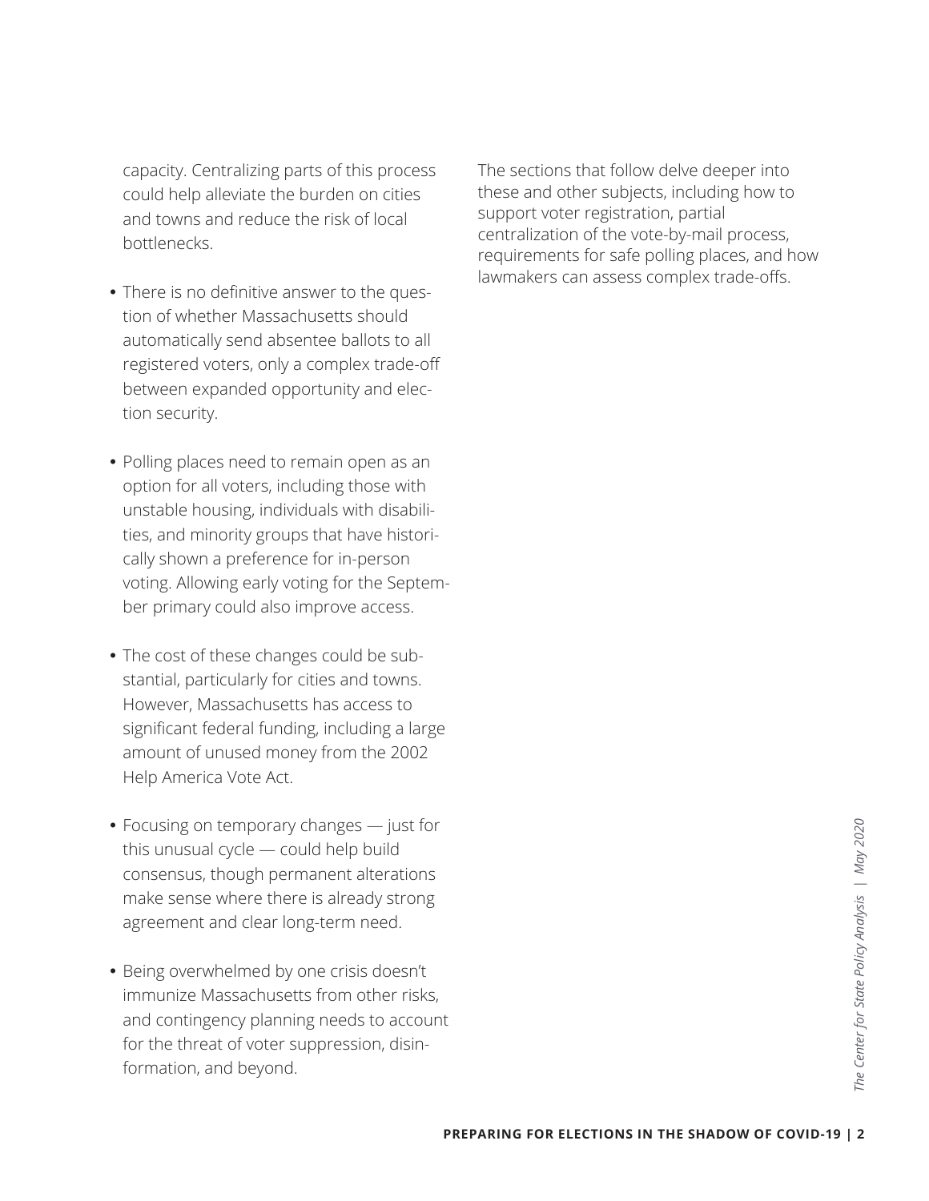capacity. Centralizing parts of this process could help alleviate the burden on cities and towns and reduce the risk of local bottlenecks.

- There is no definitive answer to the question of whether Massachusetts should automatically send absentee ballots to all registered voters, only a complex trade-off between expanded opportunity and election security.

- Polling places need to remain open as an option for all voters, including those with unstable housing, individuals with disabilities, and minority groups that have historically shown a preference for in-person voting. Allowing early voting for the September primary could also improve access.

- The cost of these changes could be substantial, particularly for cities and towns. However, Massachusetts has access to significant federal funding, including a large amount of unused money from the 2002 Help America Vote Act.

- Focusing on temporary changes — just for this unusual cycle — could help build consensus, though permanent alterations make sense where there is already strong agreement and clear long-term need.

- Being overwhelmed by one crisis doesn't immunize Massachusetts from other risks, and contingency planning needs to account for the threat of voter suppression, disinformation, and beyond.

The sections that follow delve deeper into these and other subjects, including how to support voter registration, partial centralization of the vote-by-mail process, requirements for safe polling places, and how lawmakers can assess complex trade-offs.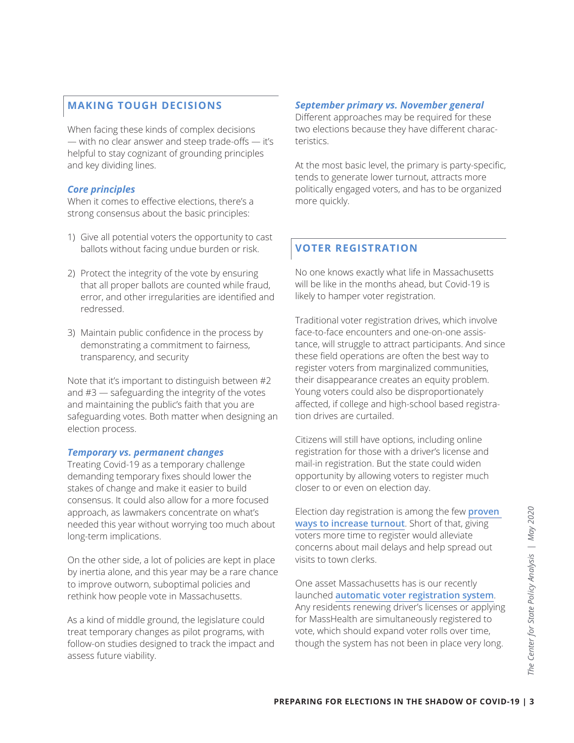## MAKING TOUGH DECISIONS

When facing these kinds of complex decisions — with no clear answer and steep trade-offs — it's helpful to stay cognizant of grounding principles and key dividing lines.

### *Core principles*

When it comes to effective elections, there's a strong consensus about the basic principles:

1) Give all potential voters the opportunity to cast ballots without facing undue burden or risk.

2) Protect the integrity of the vote by ensuring that all proper ballots are counted while fraud, error, and other irregularities are identified and redressed.

3) Maintain public confidence in the process by demonstrating a commitment to fairness, transparency, and security

Note that it's important to distinguish between #2 and #3 — safeguarding the integrity of the votes and maintaining the public's faith that you are safeguarding votes. Both matter when designing an election process.

### *Temporary vs. permanent changes*

Treating Covid-19 as a temporary challenge demanding temporary fixes should lower the stakes of change and make it easier to build consensus. It could also allow for a more focused approach, as lawmakers concentrate on what's needed this year without worrying too much about long-term implications.

On the other side, a lot of policies are kept in place by inertia alone, and this year may be a rare chance to improve outworn, suboptimal policies and rethink how people vote in Massachusetts.

As a kind of middle ground, the legislature could treat temporary changes as pilot programs, with follow-on studies designed to track the impact and assess future viability.

### *September primary vs. November general*

Different approaches may be required for these two elections because they have different characteristics.

At the most basic level, the primary is party-specific, tends to generate lower turnout, attracts more politically engaged voters, and has to be organized more quickly.

## VOTER REGISTRATION

No one knows exactly what life in Massachusetts will be like in the months ahead, but Covid-19 is likely to hamper voter registration.

Traditional voter registration drives, which involve face-to-face encounters and one-on-one assistance, will struggle to attract participants. And since these field operations are often the best way to register voters from marginalized communities, their disappearance creates an equity problem. Young voters could also be disproportionately affected, if college and high-school based registration drives are curtailed.

Citizens will still have options, including online registration for those with a driver's license and mail-in registration. But the state could widen opportunity by allowing voters to register much closer to or even on election day.

Election day registration is among the few **proven ways to increase turnout**. Short of that, giving voters more time to register would alleviate concerns about mail delays and help spread out visits to town clerks.

One asset Massachusetts has is our recently launched **automatic voter registration system**. Any residents renewing driver's licenses or applying for MassHealth are simultaneously registered to vote, which should expand voter rolls over time, though the system has not been in place very long.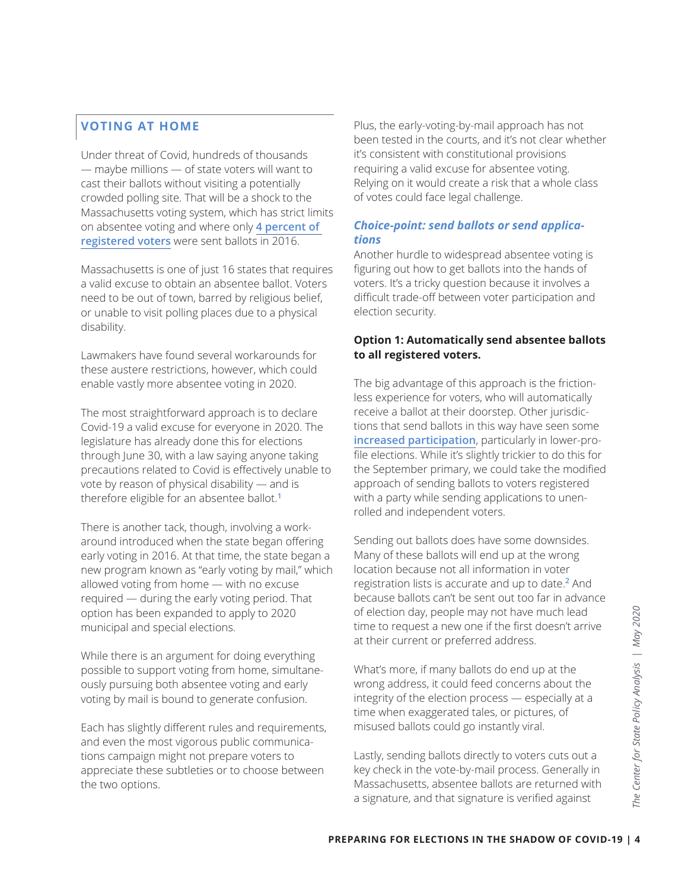## VOTING AT HOME

Under threat of Covid, hundreds of thousands — maybe millions — of state voters will want to cast their ballots without visiting a potentially crowded polling site. That will be a shock to the Massachusetts voting system, which has strict limits on absentee voting and where only 4 percent of registered voters were sent ballots in 2016.

Massachusetts is one of just 16 states that requires a valid excuse to obtain an absentee ballot. Voters need to be out of town, barred by religious belief, or unable to visit polling places due to a physical disability.

Lawmakers have found several workarounds for these austere restrictions, however, which could enable vastly more absentee voting in 2020.

The most straightforward approach is to declare Covid-19 a valid excuse for everyone in 2020. The legislature has already done this for elections through June 30, with a law saying anyone taking precautions related to Covid is effectively unable to vote by reason of physical disability — and is therefore eligible for an absentee ballot.[1]

There is another tack, though, involving a workaround introduced when the state began offering early voting in 2016. At that time, the state began a new program known as "early voting by mail," which allowed voting from home — with no excuse required — during the early voting period. That option has been expanded to apply to 2020 municipal and special elections.

While there is an argument for doing everything possible to support voting from home, simultaneously pursuing both absentee voting and early voting by mail is bound to generate confusion.

Each has slightly different rules and requirements, and even the most vigorous public communications campaign might not prepare voters to appreciate these subtleties or to choose between the two options.

Plus, the early-voting-by-mail approach has not been tested in the courts, and it's not clear whether it's consistent with constitutional provisions requiring a valid excuse for absentee voting. Relying on it would create a risk that a whole class of votes could face legal challenge.

### *Choice-point: send ballots or send applications*

Another hurdle to widespread absentee voting is figuring out how to get ballots into the hands of voters. It's a tricky question because it involves a difficult trade-off between voter participation and election security.

**Option 1: Automatically send absentee ballots to all registered voters.**

The big advantage of this approach is the frictionless experience for voters, who will automatically receive a ballot at their doorstep. Other jurisdictions that send ballots in this way have seen some increased participation, particularly in lower-profile elections. While it's slightly trickier to do this for the September primary, we could take the modified approach of sending ballots to voters registered with a party while sending applications to unenrolled and independent voters.

Sending out ballots does have some downsides. Many of these ballots will end up at the wrong location because not all information in voter registration lists is accurate and up to date.[2] And because ballots can't be sent out too far in advance of election day, people may not have much lead time to request a new one if the first doesn't arrive at their current or preferred address.

What's more, if many ballots do end up at the wrong address, it could feed concerns about the integrity of the election process — especially at a time when exaggerated tales, or pictures, of misused ballots could go instantly viral.

Lastly, sending ballots directly to voters cuts out a key check in the vote-by-mail process. Generally in Massachusetts, absentee ballots are returned with a signature, and that signature is verified against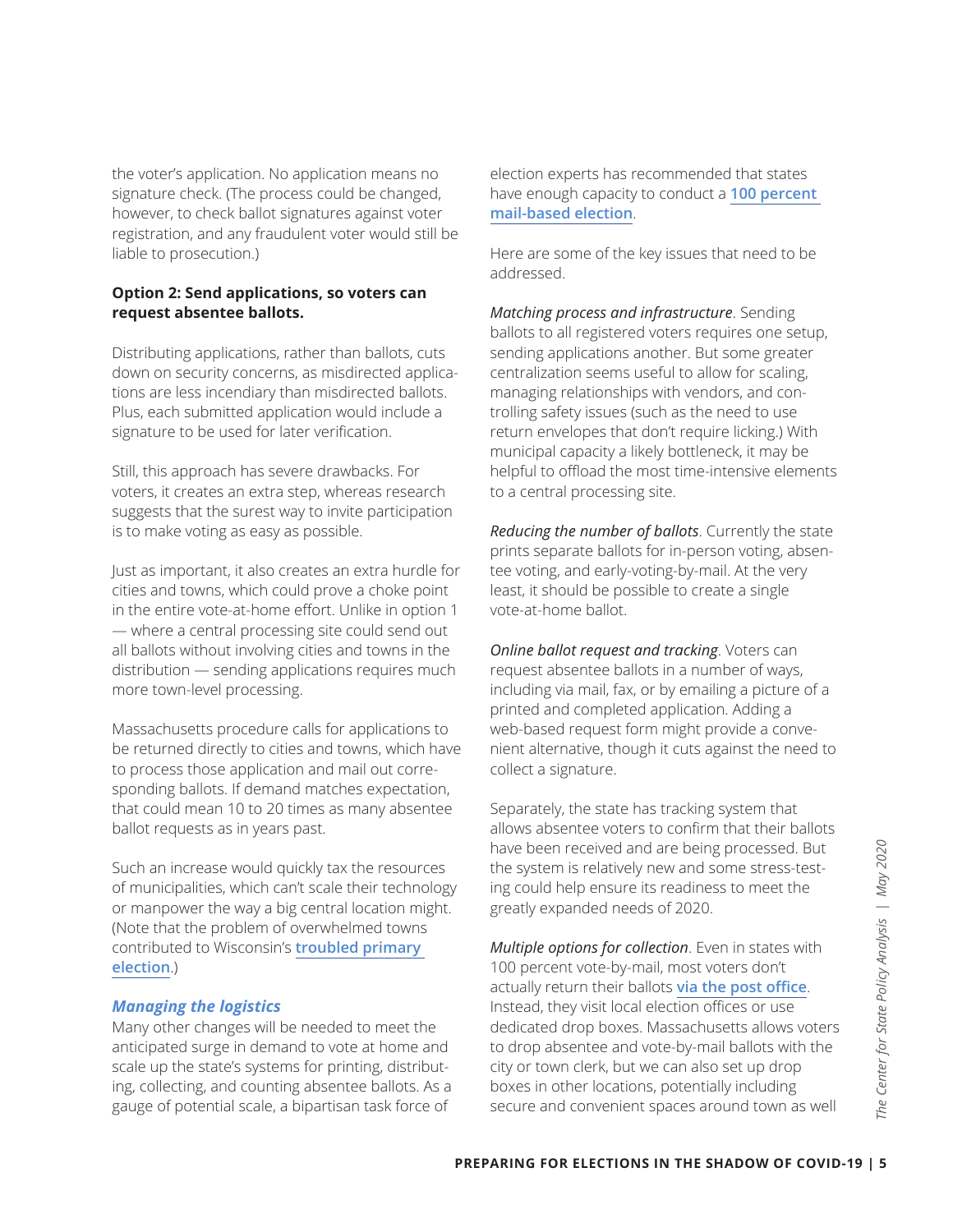the voter's application. No application means no signature check. (The process could be changed, however, to check ballot signatures against voter registration, and any fraudulent voter would still be liable to prosecution.)

**Option 2: Send applications, so voters can request absentee ballots.**

Distributing applications, rather than ballots, cuts down on security concerns, as misdirected applications are less incendiary than misdirected ballots. Plus, each submitted application would include a signature to be used for later verification.

Still, this approach has severe drawbacks. For voters, it creates an extra step, whereas research suggests that the surest way to invite participation is to make voting as easy as possible.

Just as important, it also creates an extra hurdle for cities and towns, which could prove a choke point in the entire vote-at-home effort. Unlike in option 1 — where a central processing site could send out all ballots without involving cities and towns in the distribution — sending applications requires much more town-level processing.

Massachusetts procedure calls for applications to be returned directly to cities and towns, which have to process those application and mail out corresponding ballots. If demand matches expectation, that could mean 10 to 20 times as many absentee ballot requests as in years past.

Such an increase would quickly tax the resources of municipalities, which can't scale their technology or manpower the way a big central location might. (Note that the problem of overwhelmed towns contributed to Wisconsin's troubled primary election.)

### *Managing the logistics*

Many other changes will be needed to meet the anticipated surge in demand to vote at home and scale up the state's systems for printing, distributing, collecting, and counting absentee ballots. As a gauge of potential scale, a bipartisan task force of election experts has recommended that states have enough capacity to conduct a 100 percent mail-based election.

Here are some of the key issues that need to be addressed.

*Matching process and infrastructure*. Sending ballots to all registered voters requires one setup, sending applications another. But some greater centralization seems useful to allow for scaling, managing relationships with vendors, and controlling safety issues (such as the need to use return envelopes that don't require licking.) With municipal capacity a likely bottleneck, it may be helpful to offload the most time-intensive elements to a central processing site.

*Reducing the number of ballots*. Currently the state prints separate ballots for in-person voting, absentee voting, and early-voting-by-mail. At the very least, it should be possible to create a single vote-at-home ballot.

*Online ballot request and tracking*. Voters can request absentee ballots in a number of ways, including via mail, fax, or by emailing a picture of a printed and completed application. Adding a web-based request form might provide a convenient alternative, though it cuts against the need to collect a signature.

Separately, the state has tracking system that allows absentee voters to confirm that their ballots have been received and are being processed. But the system is relatively new and some stress-testing could help ensure its readiness to meet the greatly expanded needs of 2020.

*Multiple options for collection*. Even in states with 100 percent vote-by-mail, most voters don't actually return their ballots via the post office. Instead, they visit local election offices or use dedicated drop boxes. Massachusetts allows voters to drop absentee and vote-by-mail ballots with the city or town clerk, but we can also set up drop boxes in other locations, potentially including secure and convenient spaces around town as well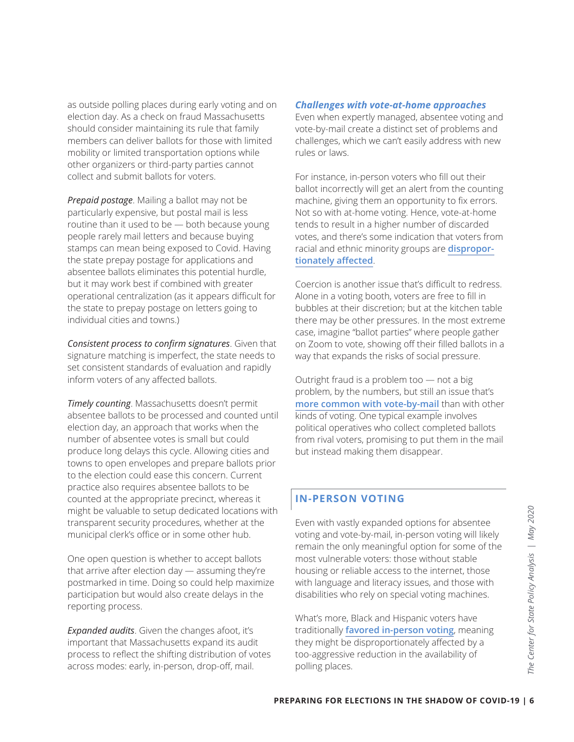as outside polling places during early voting and on election day. As a check on fraud Massachusetts should consider maintaining its rule that family members can deliver ballots for those with limited mobility or limited transportation options while other organizers or third-party parties cannot collect and submit ballots for voters.

*Prepaid postage*. Mailing a ballot may not be particularly expensive, but postal mail is less routine than it used to be — both because young people rarely mail letters and because buying stamps can mean being exposed to Covid. Having the state prepay postage for applications and absentee ballots eliminates this potential hurdle, but it may work best if combined with greater operational centralization (as it appears difficult for the state to prepay postage on letters going to individual cities and towns.)

*Consistent process to confirm signatures*. Given that signature matching is imperfect, the state needs to set consistent standards of evaluation and rapidly inform voters of any affected ballots.

*Timely counting*. Massachusetts doesn't permit absentee ballots to be processed and counted until election day, an approach that works when the number of absentee votes is small but could produce long delays this cycle. Allowing cities and towns to open envelopes and prepare ballots prior to the election could ease this concern. Current practice also requires absentee ballots to be counted at the appropriate precinct, whereas it might be valuable to setup dedicated locations with transparent security procedures, whether at the municipal clerk's office or in some other hub.

One open question is whether to accept ballots that arrive after election day — assuming they're postmarked in time. Doing so could help maximize participation but would also create delays in the reporting process.

*Expanded audits*. Given the changes afoot, it's important that Massachusetts expand its audit process to reflect the shifting distribution of votes across modes: early, in-person, drop-off, mail.

### *Challenges with vote-at-home approaches*

Even when expertly managed, absentee voting and vote-by-mail create a distinct set of problems and challenges, which we can't easily address with new rules or laws.

For instance, in-person voters who fill out their ballot incorrectly will get an alert from the counting machine, giving them an opportunity to fix errors. Not so with at-home voting. Hence, vote-at-home tends to result in a higher number of discarded votes, and there's some indication that voters from racial and ethnic minority groups are **disproportionately affected**.

Coercion is another issue that's difficult to redress. Alone in a voting booth, voters are free to fill in bubbles at their discretion; but at the kitchen table there may be other pressures. In the most extreme case, imagine "ballot parties" where people gather on Zoom to vote, showing off their filled ballots in a way that expands the risks of social pressure.

Outright fraud is a problem too — not a big problem, by the numbers, but still an issue that's **more common with vote-by-mail** than with other kinds of voting. One typical example involves political operatives who collect completed ballots from rival voters, promising to put them in the mail but instead making them disappear.

## IN-PERSON VOTING

Even with vastly expanded options for absentee voting and vote-by-mail, in-person voting will likely remain the only meaningful option for some of the most vulnerable voters: those without stable housing or reliable access to the internet, those with language and literacy issues, and those with disabilities who rely on special voting machines.

What's more, Black and Hispanic voters have traditionally **favored in-person voting**, meaning they might be disproportionately affected by a too-aggressive reduction in the availability of polling places.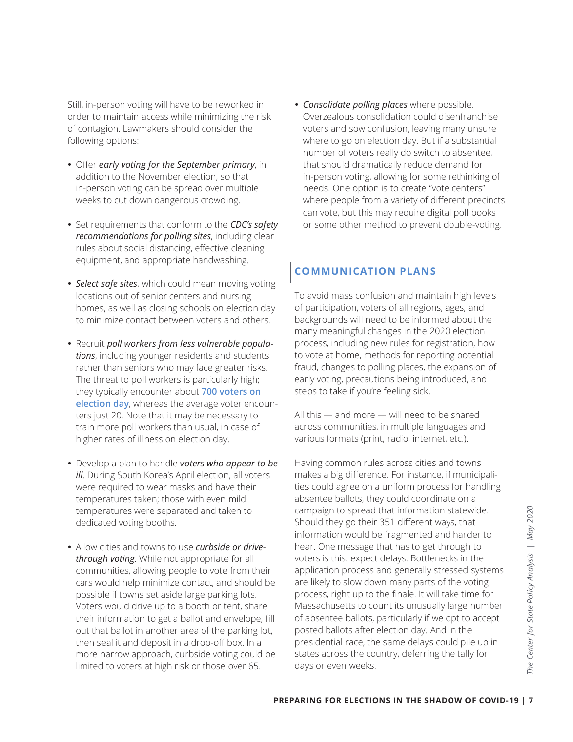Still, in-person voting will have to be reworked in order to maintain access while minimizing the risk of contagion. Lawmakers should consider the following options:

- Offer ***early voting for the September primary***, in addition to the November election, so that in-person voting can be spread over multiple weeks to cut down dangerous crowding.

- Set requirements that conform to the ***CDC's safety recommendations for polling sites***, including clear rules about social distancing, effective cleaning equipment, and appropriate handwashing.

- ***Select safe sites***, which could mean moving voting locations out of senior centers and nursing homes, as well as closing schools on election day to minimize contact between voters and others.

- Recruit ***poll workers from less vulnerable populations***, including younger residents and students rather than seniors who may face greater risks. The threat to poll workers is particularly high; they typically encounter about **700 voters on election day**, whereas the average voter encounters just 20. Note that it may be necessary to train more poll workers than usual, in case of higher rates of illness on election day.

- Develop a plan to handle ***voters who appear to be ill***. During South Korea's April election, all voters were required to wear masks and have their temperatures taken; those with even mild temperatures were separated and taken to dedicated voting booths.

- Allow cities and towns to use *curbside or drive-through voting*. While not appropriate for all communities, allowing people to vote from their cars would help minimize contact, and should be possible if towns set aside large parking lots. Voters would drive up to a booth or tent, share their information to get a ballot and envelope, fill out that ballot in another area of the parking lot, then seal it and deposit in a drop-off box. In a more narrow approach, curbside voting could be limited to voters at high risk or those over 65.

- *Consolidate polling places* where possible. Overzealous consolidation could disenfranchise voters and sow confusion, leaving many unsure where to go on election day. But if a substantial number of voters really do switch to absentee, that should dramatically reduce demand for in-person voting, allowing for some rethinking of needs. One option is to create "vote centers" where people from a variety of different precincts can vote, but this may require digital poll books or some other method to prevent double-voting.

## COMMUNICATION PLANS

To avoid mass confusion and maintain high levels of participation, voters of all regions, ages, and backgrounds will need to be informed about the many meaningful changes in the 2020 election process, including new rules for registration, how to vote at home, methods for reporting potential fraud, changes to polling places, the expansion of early voting, precautions being introduced, and steps to take if you're feeling sick.

All this — and more — will need to be shared across communities, in multiple languages and various formats (print, radio, internet, etc.).

Having common rules across cities and towns makes a big difference. For instance, if municipalities could agree on a uniform process for handling absentee ballots, they could coordinate on a campaign to spread that information statewide. Should they go their 351 different ways, that information would be fragmented and harder to hear. One message that has to get through to voters is this: expect delays. Bottlenecks in the application process and generally stressed systems are likely to slow down many parts of the voting process, right up to the finale. It will take time for Massachusetts to count its unusually large number of absentee ballots, particularly if we opt to accept posted ballots after election day. And in the presidential race, the same delays could pile up in states across the country, deferring the tally for days or even weeks.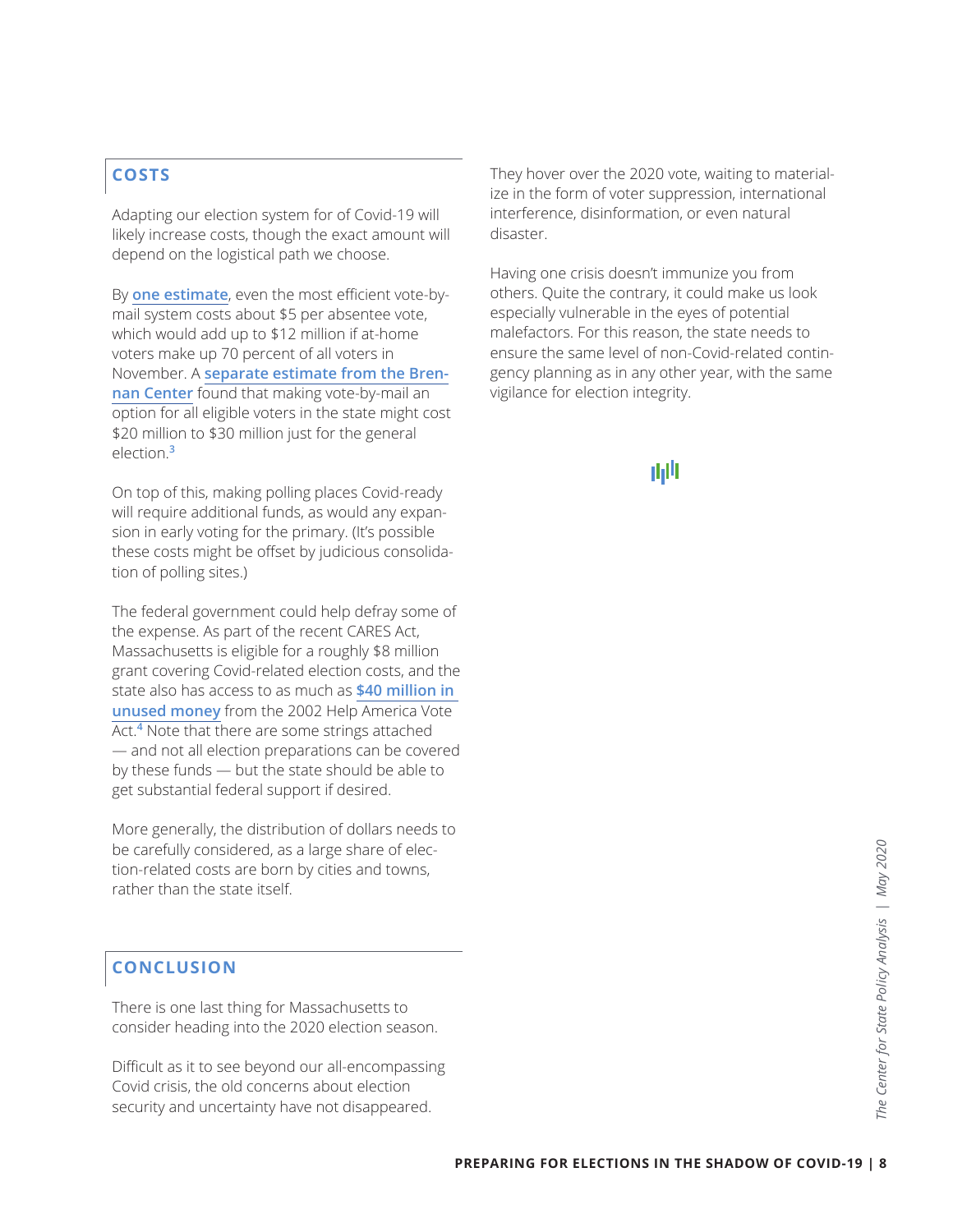## COSTS

Adapting our election system for of Covid-19 will likely increase costs, though the exact amount will depend on the logistical path we choose.

By **one estimate**, even the most efficient vote-by-mail system costs about $5 per absentee vote, which would add up to $12 million if at-home voters make up 70 percent of all voters in November. A **separate estimate from the Brennan Center** found that making vote-by-mail an option for all eligible voters in the state might cost $20 million to $30 million just for the general election.[3]

On top of this, making polling places Covid-ready will require additional funds, as would any expansion in early voting for the primary. (It's possible these costs might be offset by judicious consolidation of polling sites.)

The federal government could help defray some of the expense. As part of the recent CARES Act, Massachusetts is eligible for a roughly $8 million grant covering Covid-related election costs, and the state also has access to as much as **$40 million in unused money** from the 2002 Help America Vote Act.[4] Note that there are some strings attached — and not all election preparations can be covered by these funds — but the state should be able to get substantial federal support if desired.

More generally, the distribution of dollars needs to be carefully considered, as a large share of election-related costs are born by cities and towns, rather than the state itself.

## CONCLUSION

There is one last thing for Massachusetts to consider heading into the 2020 election season.

Difficult as it to see beyond our all-encompassing Covid crisis, the old concerns about election security and uncertainty have not disappeared. They hover over the 2020 vote, waiting to materialize in the form of voter suppression, international interference, disinformation, or even natural disaster.

Having one crisis doesn't immunize you from others. Quite the contrary, it could make us look especially vulnerable in the eyes of potential malefactors. For this reason, the state needs to ensure the same level of non-Covid-related contingency planning as in any other year, with the same vigilance for election integrity.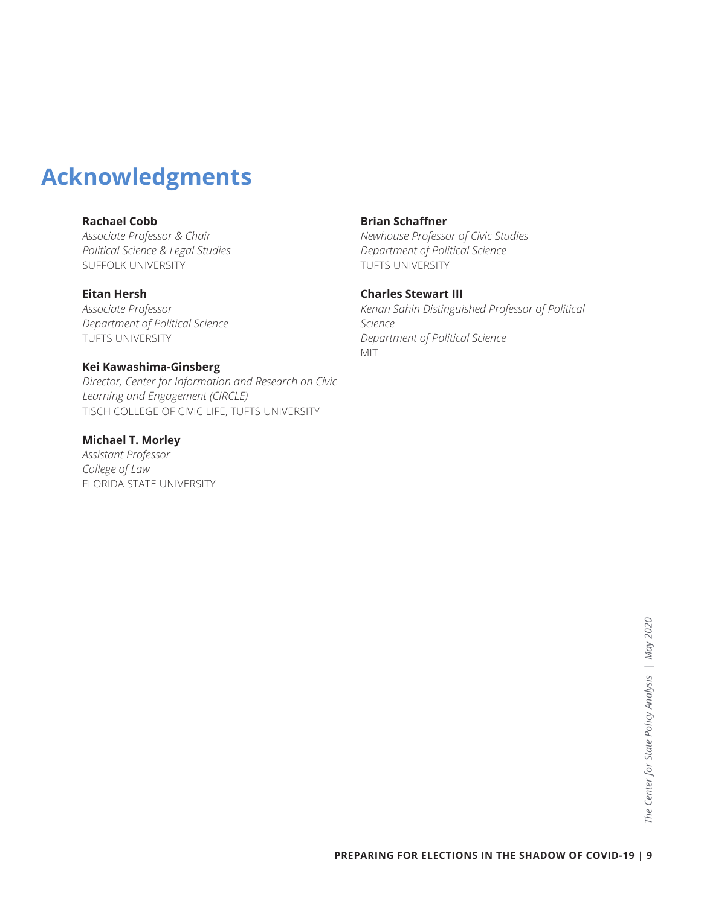# Acknowledgments

**Rachael Cobb**
*Associate Professor & Chair*
*Political Science & Legal Studies*
SUFFOLK UNIVERSITY

**Eitan Hersh**
*Associate Professor*
*Department of Political Science*
TUFTS UNIVERSITY

**Kei Kawashima-Ginsberg**
*Director, Center for Information and Research on Civic Learning and Engagement (CIRCLE)*
TISCH COLLEGE OF CIVIC LIFE, TUFTS UNIVERSITY

**Michael T. Morley**
*Assistant Professor*
*College of Law*
FLORIDA STATE UNIVERSITY

**Brian Schaffner**
*Newhouse Professor of Civic Studies*
*Department of Political Science*
TUFTS UNIVERSITY

**Charles Stewart III**
*Kenan Sahin Distinguished Professor of Political Science*
*Department of Political Science*
MIT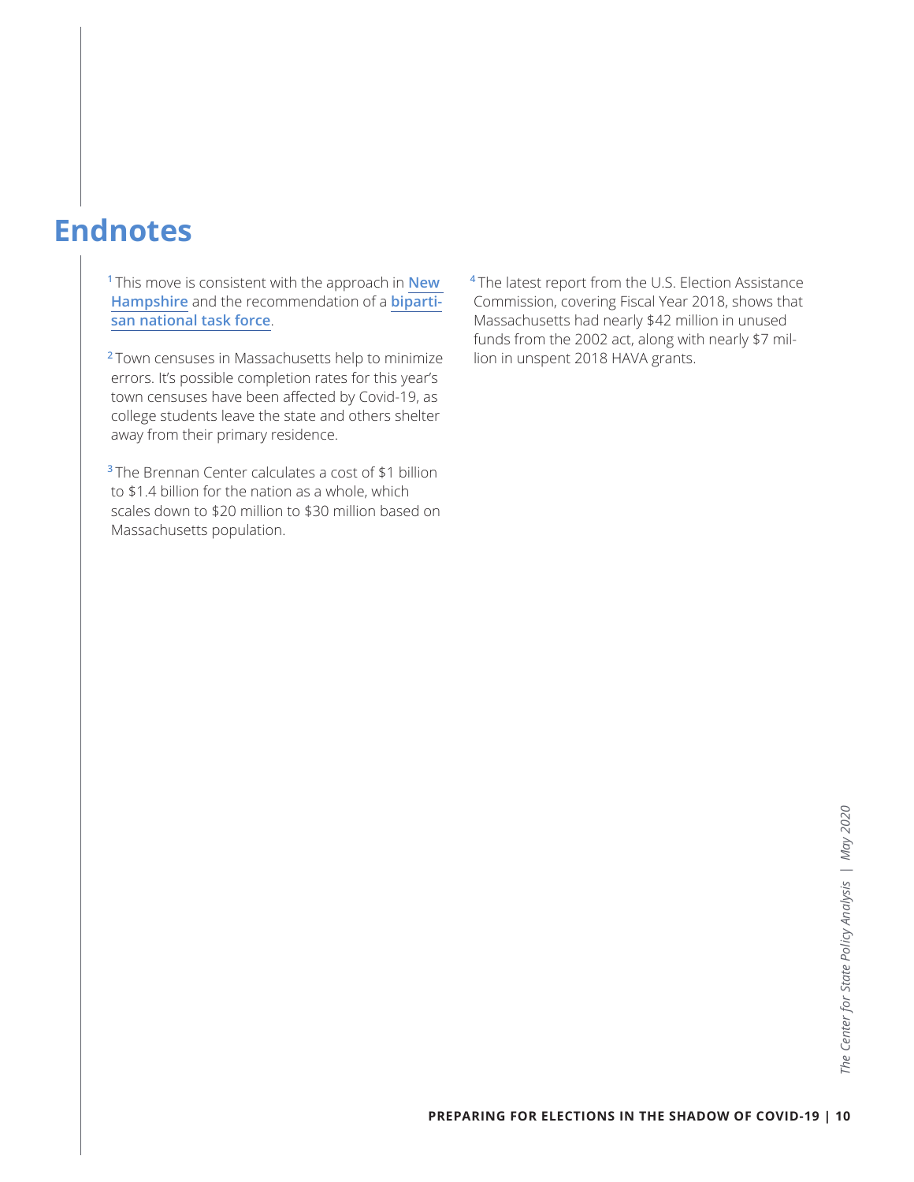# Endnotes

[1] This move is consistent with the approach in New Hampshire and the recommendation of a bipartisan national task force.

[2] Town censuses in Massachusetts help to minimize errors. It's possible completion rates for this year's town censuses have been affected by Covid-19, as college students leave the state and others shelter away from their primary residence.

[3] The Brennan Center calculates a cost of $1 billion to $1.4 billion for the nation as a whole, which scales down to $20 million to $30 million based on Massachusetts population.

[4] The latest report from the U.S. Election Assistance Commission, covering Fiscal Year 2018, shows that Massachusetts had nearly $42 million in unused funds from the 2002 act, along with nearly $7 million in unspent 2018 HAVA grants.